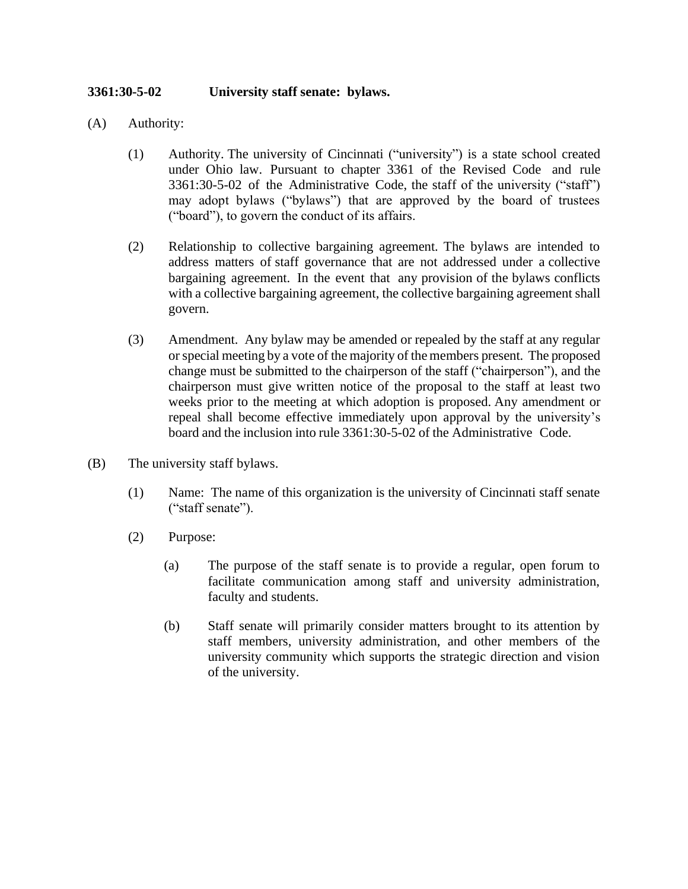**3361:30-5-02 University staff senate: bylaws.**

(A) Authority:

(1) Authority. The university of Cincinnati ("university") is a state school created under Ohio law. Pursuant to chapter 3361 of the Revised Code and rule 3361:30-5-02 of the Administrative Code, the staff of the university ("staff") may adopt bylaws ("bylaws") that are approved by the board of trustees ("board"), to govern the conduct of its affairs.

(2) Relationship to collective bargaining agreement. The bylaws are intended to address matters of staff governance that are not addressed under a collective bargaining agreement. In the event that any provision of the bylaws conflicts with a collective bargaining agreement, the collective bargaining agreement shall govern.

(3) Amendment. Any bylaw may be amended or repealed by the staff at any regular or special meeting by a vote of the majority of the members present. The proposed change must be submitted to the chairperson of the staff ("chairperson"), and the chairperson must give written notice of the proposal to the staff at least two weeks prior to the meeting at which adoption is proposed. Any amendment or repeal shall become effective immediately upon approval by the university's board and the inclusion into rule 3361:30-5-02 of the Administrative Code.

(B) The university staff bylaws.

(1) Name: The name of this organization is the university of Cincinnati staff senate ("staff senate").

(2) Purpose:

(a) The purpose of the staff senate is to provide a regular, open forum to facilitate communication among staff and university administration, faculty and students.

(b) Staff senate will primarily consider matters brought to its attention by staff members, university administration, and other members of the university community which supports the strategic direction and vision of the university.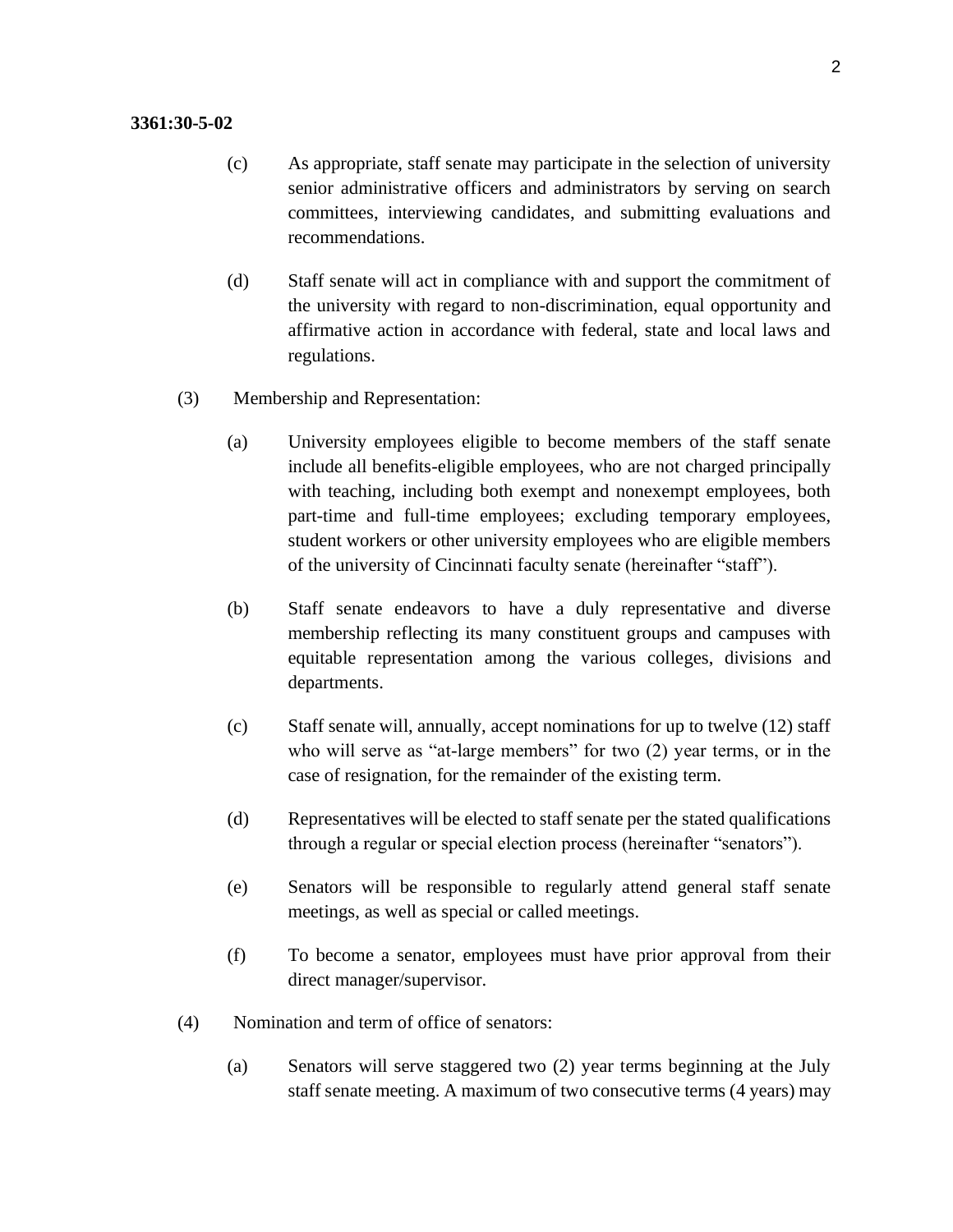**3361:30-5-02**

(c) As appropriate, staff senate may participate in the selection of university senior administrative officers and administrators by serving on search committees, interviewing candidates, and submitting evaluations and recommendations.

(d) Staff senate will act in compliance with and support the commitment of the university with regard to non-discrimination, equal opportunity and affirmative action in accordance with federal, state and local laws and regulations.

(3) Membership and Representation:

(a) University employees eligible to become members of the staff senate include all benefits-eligible employees, who are not charged principally with teaching, including both exempt and nonexempt employees, both part-time and full-time employees; excluding temporary employees, student workers or other university employees who are eligible members of the university of Cincinnati faculty senate (hereinafter "staff").

(b) Staff senate endeavors to have a duly representative and diverse membership reflecting its many constituent groups and campuses with equitable representation among the various colleges, divisions and departments.

(c) Staff senate will, annually, accept nominations for up to twelve (12) staff who will serve as "at-large members" for two (2) year terms, or in the case of resignation, for the remainder of the existing term.

(d) Representatives will be elected to staff senate per the stated qualifications through a regular or special election process (hereinafter "senators").

(e) Senators will be responsible to regularly attend general staff senate meetings, as well as special or called meetings.

(f) To become a senator, employees must have prior approval from their direct manager/supervisor.

(4) Nomination and term of office of senators:

(a) Senators will serve staggered two (2) year terms beginning at the July staff senate meeting. A maximum of two consecutive terms (4 years) may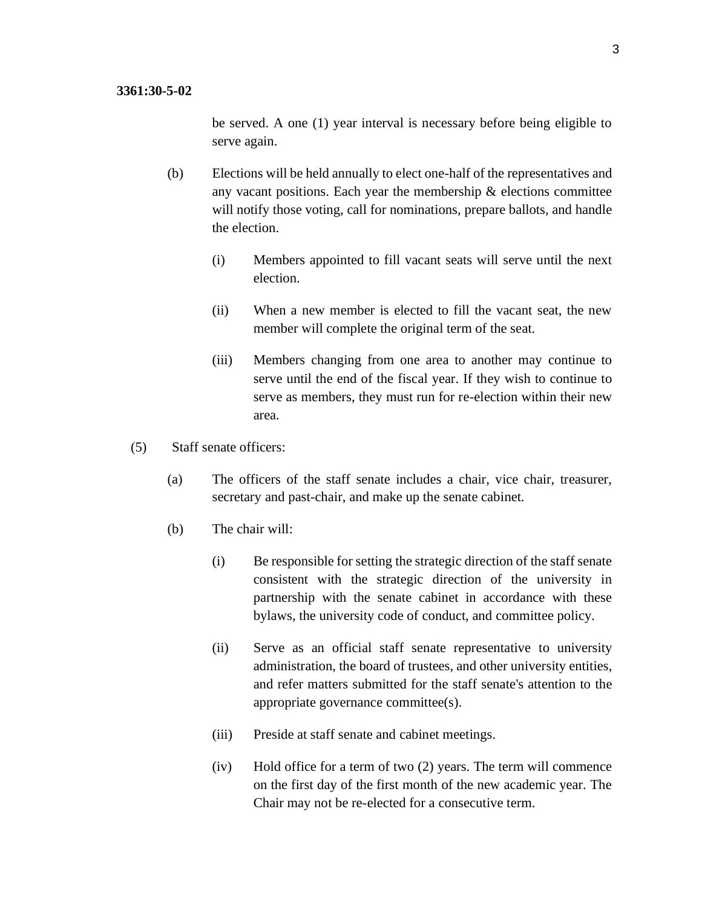**3361:30-5-02**

be served. A one (1) year interval is necessary before being eligible to serve again.

(b) Elections will be held annually to elect one-half of the representatives and any vacant positions. Each year the membership & elections committee will notify those voting, call for nominations, prepare ballots, and handle the election.

(i) Members appointed to fill vacant seats will serve until the next election.

(ii) When a new member is elected to fill the vacant seat, the new member will complete the original term of the seat.

(iii) Members changing from one area to another may continue to serve until the end of the fiscal year. If they wish to continue to serve as members, they must run for re-election within their new area.

(5) Staff senate officers:

(a) The officers of the staff senate includes a chair, vice chair, treasurer, secretary and past-chair, and make up the senate cabinet.

(b) The chair will:

(i) Be responsible for setting the strategic direction of the staff senate consistent with the strategic direction of the university in partnership with the senate cabinet in accordance with these bylaws, the university code of conduct, and committee policy.

(ii) Serve as an official staff senate representative to university administration, the board of trustees, and other university entities, and refer matters submitted for the staff senate's attention to the appropriate governance committee(s).

(iii) Preside at staff senate and cabinet meetings.

(iv) Hold office for a term of two (2) years. The term will commence on the first day of the first month of the new academic year. The Chair may not be re-elected for a consecutive term.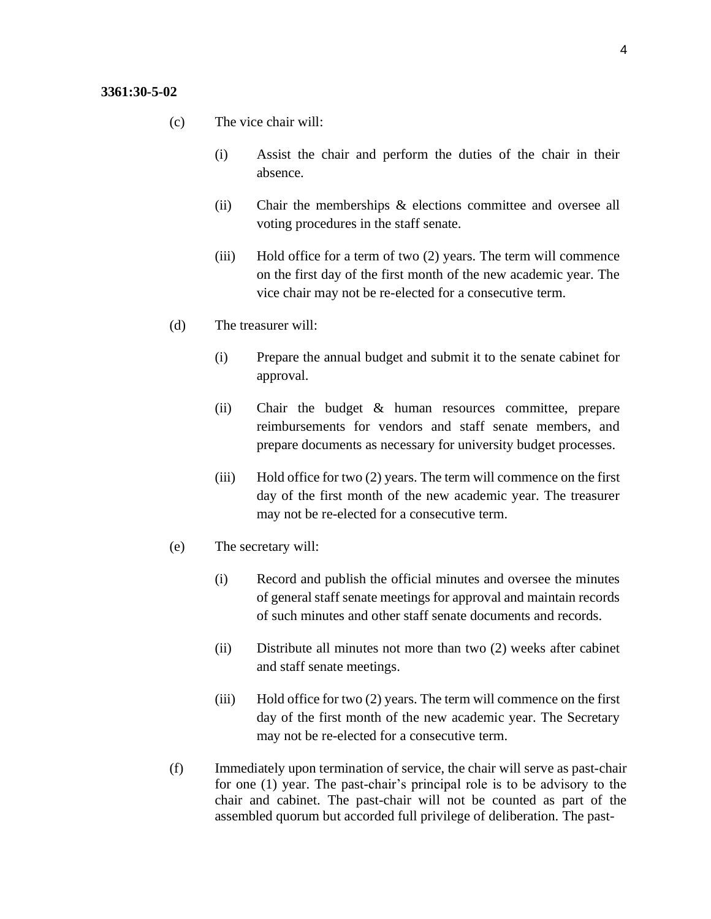**3361:30-5-02**

(c) The vice chair will:

(i) Assist the chair and perform the duties of the chair in their absence.

(ii) Chair the memberships & elections committee and oversee all voting procedures in the staff senate.

(iii) Hold office for a term of two (2) years. The term will commence on the first day of the first month of the new academic year. The vice chair may not be re-elected for a consecutive term.

(d) The treasurer will:

(i) Prepare the annual budget and submit it to the senate cabinet for approval.

(ii) Chair the budget & human resources committee, prepare reimbursements for vendors and staff senate members, and prepare documents as necessary for university budget processes.

(iii) Hold office for two (2) years. The term will commence on the first day of the first month of the new academic year. The treasurer may not be re-elected for a consecutive term.

(e) The secretary will:

(i) Record and publish the official minutes and oversee the minutes of general staff senate meetings for approval and maintain records of such minutes and other staff senate documents and records.

(ii) Distribute all minutes not more than two (2) weeks after cabinet and staff senate meetings.

(iii) Hold office for two (2) years. The term will commence on the first day of the first month of the new academic year. The Secretary may not be re-elected for a consecutive term.

(f) Immediately upon termination of service, the chair will serve as past-chair for one (1) year. The past-chair's principal role is to be advisory to the chair and cabinet. The past-chair will not be counted as part of the assembled quorum but accorded full privilege of deliberation. The past-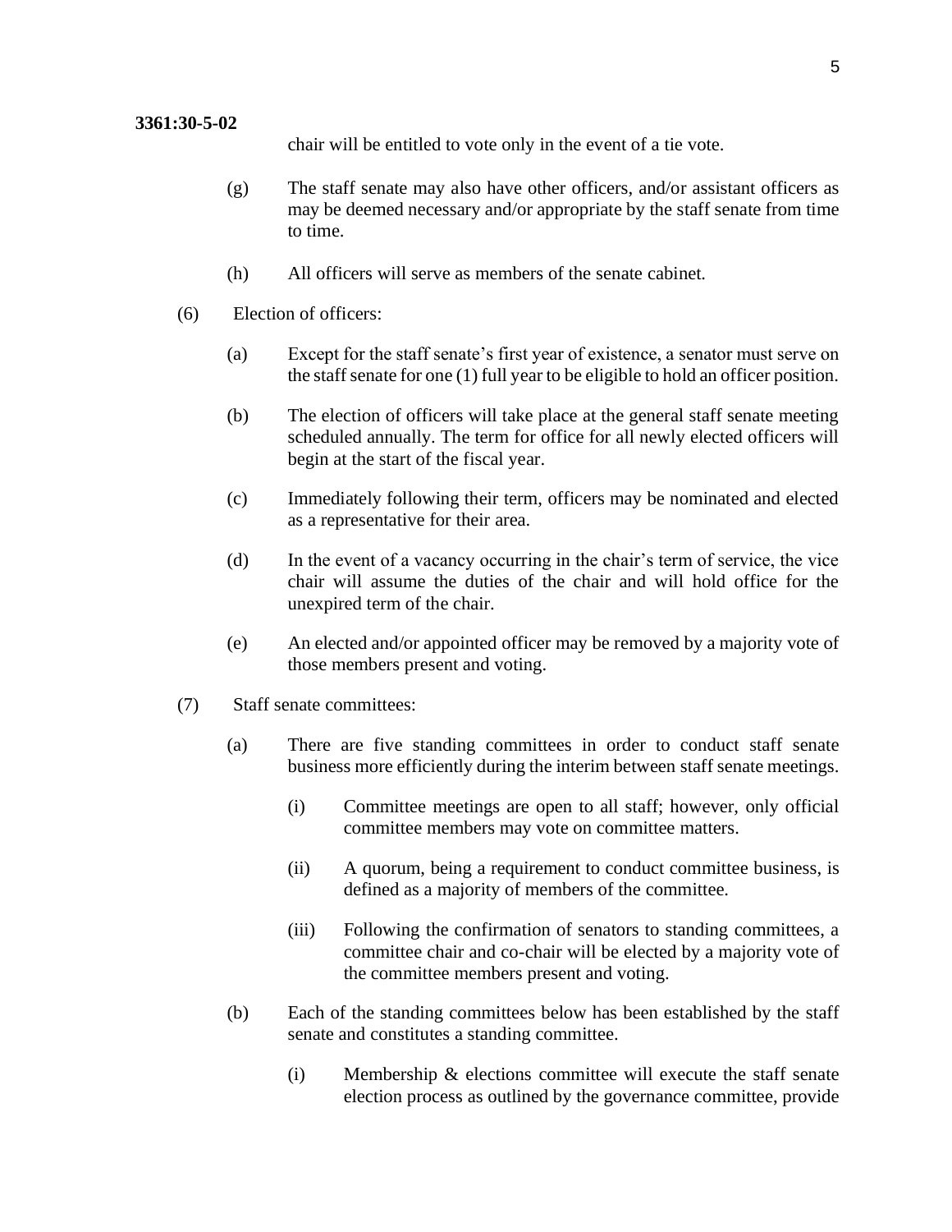**3361:30-5-02**

chair will be entitled to vote only in the event of a tie vote.

(g) The staff senate may also have other officers, and/or assistant officers as may be deemed necessary and/or appropriate by the staff senate from time to time.

(h) All officers will serve as members of the senate cabinet.

(6) Election of officers:

(a) Except for the staff senate's first year of existence, a senator must serve on the staff senate for one (1) full year to be eligible to hold an officer position.

(b) The election of officers will take place at the general staff senate meeting scheduled annually. The term for office for all newly elected officers will begin at the start of the fiscal year.

(c) Immediately following their term, officers may be nominated and elected as a representative for their area.

(d) In the event of a vacancy occurring in the chair's term of service, the vice chair will assume the duties of the chair and will hold office for the unexpired term of the chair.

(e) An elected and/or appointed officer may be removed by a majority vote of those members present and voting.

(7) Staff senate committees:

(a) There are five standing committees in order to conduct staff senate business more efficiently during the interim between staff senate meetings.

(i) Committee meetings are open to all staff; however, only official committee members may vote on committee matters.

(ii) A quorum, being a requirement to conduct committee business, is defined as a majority of members of the committee.

(iii) Following the confirmation of senators to standing committees, a committee chair and co-chair will be elected by a majority vote of the committee members present and voting.

(b) Each of the standing committees below has been established by the staff senate and constitutes a standing committee.

(i) Membership & elections committee will execute the staff senate election process as outlined by the governance committee, provide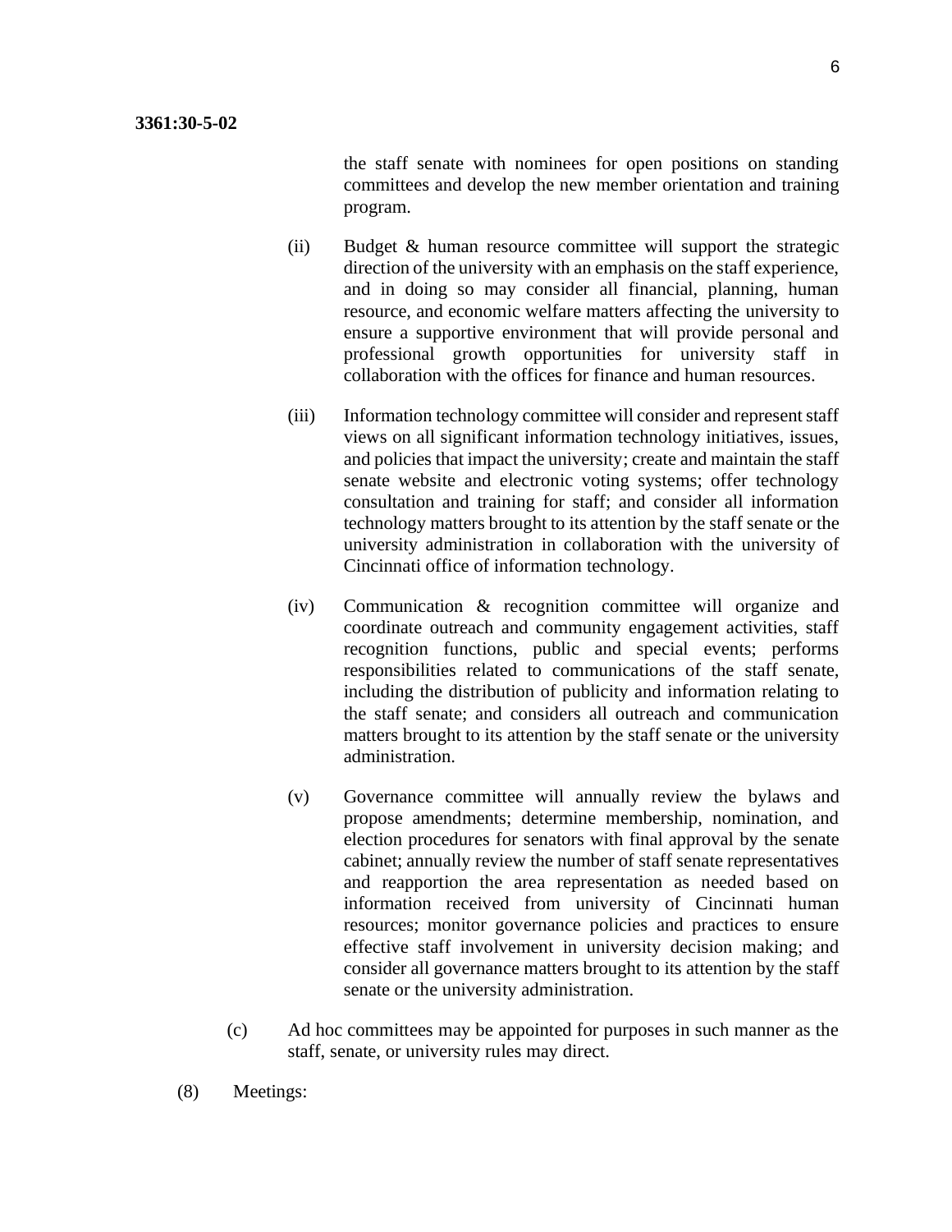**3361:30-5-02**

the staff senate with nominees for open positions on standing committees and develop the new member orientation and training program.

(ii) Budget & human resource committee will support the strategic direction of the university with an emphasis on the staff experience, and in doing so may consider all financial, planning, human resource, and economic welfare matters affecting the university to ensure a supportive environment that will provide personal and professional growth opportunities for university staff in collaboration with the offices for finance and human resources.

(iii) Information technology committee will consider and represent staff views on all significant information technology initiatives, issues, and policies that impact the university; create and maintain the staff senate website and electronic voting systems; offer technology consultation and training for staff; and consider all information technology matters brought to its attention by the staff senate or the university administration in collaboration with the university of Cincinnati office of information technology.

(iv) Communication & recognition committee will organize and coordinate outreach and community engagement activities, staff recognition functions, public and special events; performs responsibilities related to communications of the staff senate, including the distribution of publicity and information relating to the staff senate; and considers all outreach and communication matters brought to its attention by the staff senate or the university administration.

(v) Governance committee will annually review the bylaws and propose amendments; determine membership, nomination, and election procedures for senators with final approval by the senate cabinet; annually review the number of staff senate representatives and reapportion the area representation as needed based on information received from university of Cincinnati human resources; monitor governance policies and practices to ensure effective staff involvement in university decision making; and consider all governance matters brought to its attention by the staff senate or the university administration.

(c) Ad hoc committees may be appointed for purposes in such manner as the staff, senate, or university rules may direct.

(8) Meetings: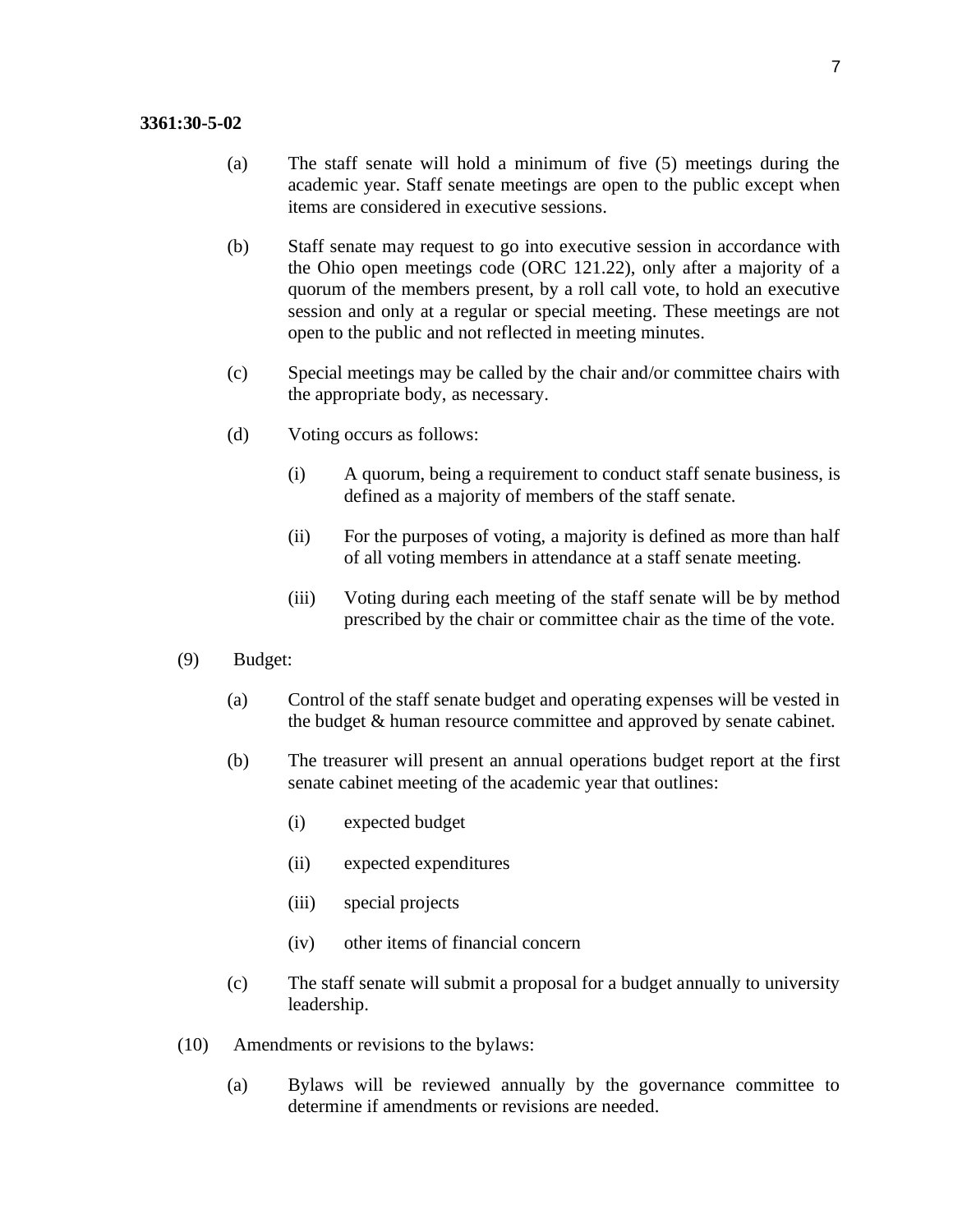**3361:30-5-02**

(a) The staff senate will hold a minimum of five (5) meetings during the academic year. Staff senate meetings are open to the public except when items are considered in executive sessions.

(b) Staff senate may request to go into executive session in accordance with the Ohio open meetings code (ORC 121.22), only after a majority of a quorum of the members present, by a roll call vote, to hold an executive session and only at a regular or special meeting. These meetings are not open to the public and not reflected in meeting minutes.

(c) Special meetings may be called by the chair and/or committee chairs with the appropriate body, as necessary.

(d) Voting occurs as follows:

(i) A quorum, being a requirement to conduct staff senate business, is defined as a majority of members of the staff senate.

(ii) For the purposes of voting, a majority is defined as more than half of all voting members in attendance at a staff senate meeting.

(iii) Voting during each meeting of the staff senate will be by method prescribed by the chair or committee chair as the time of the vote.

(9) Budget:

(a) Control of the staff senate budget and operating expenses will be vested in the budget & human resource committee and approved by senate cabinet.

(b) The treasurer will present an annual operations budget report at the first senate cabinet meeting of the academic year that outlines:

(i) expected budget

(ii) expected expenditures

(iii) special projects

(iv) other items of financial concern

(c) The staff senate will submit a proposal for a budget annually to university leadership.

(10) Amendments or revisions to the bylaws:

(a) Bylaws will be reviewed annually by the governance committee to determine if amendments or revisions are needed.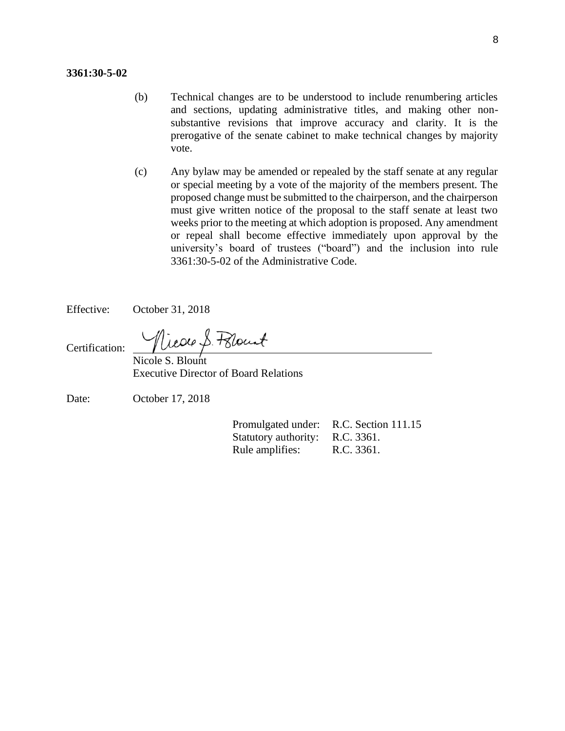**3361:30-5-02**

(b) Technical changes are to be understood to include renumbering articles and sections, updating administrative titles, and making other non-substantive revisions that improve accuracy and clarity. It is the prerogative of the senate cabinet to make technical changes by majority vote.

(c) Any bylaw may be amended or repealed by the staff senate at any regular or special meeting by a vote of the majority of the members present. The proposed change must be submitted to the chairperson, and the chairperson must give written notice of the proposal to the staff senate at least two weeks prior to the meeting at which adoption is proposed. Any amendment or repeal shall become effective immediately upon approval by the university's board of trustees ("board") and the inclusion into rule 3361:30-5-02 of the Administrative Code.

Effective: October 31, 2018

Certification: Nicole S. Blount

Nicole S. Blount
Executive Director of Board Relations

Date: October 17, 2018

Promulgated under: R.C. Section 111.15
Statutory authority: R.C. 3361.
Rule amplifies: R.C. 3361.